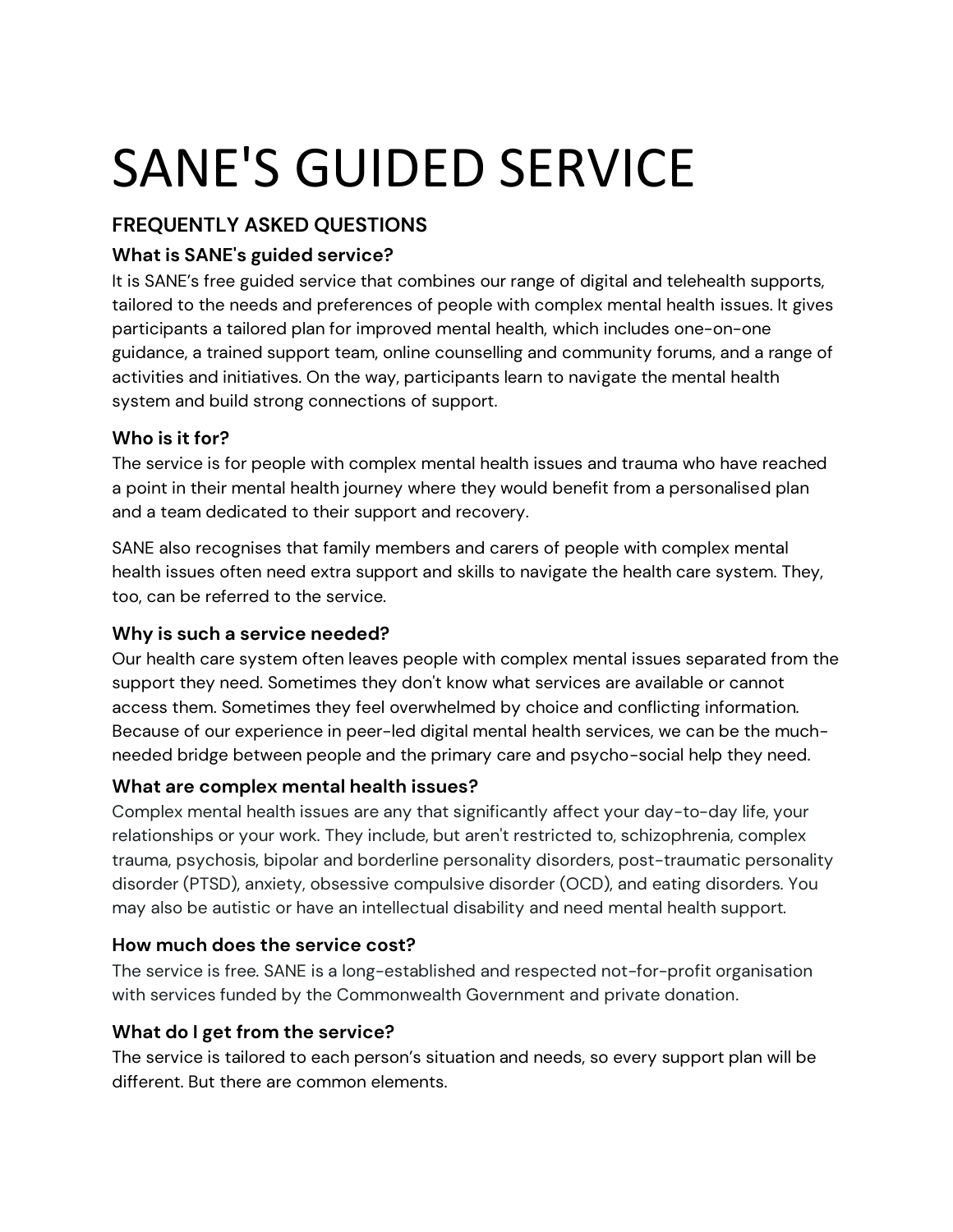# SANE'S GUIDED SERVICE

## FREQUENTLY ASKED QUESTIONS

### What is SANE's guided service?

It is SANE's free guided service that combines our range of digital and telehealth supports, tailored to the needs and preferences of people with complex mental health issues. It gives participants a tailored plan for improved mental health, which includes one-on-one guidance, a trained support team, online counselling and community forums, and a range of activities and initiatives. On the way, participants learn to navigate the mental health system and build strong connections of support.

### Who is it for?

The service is for people with complex mental health issues and trauma who have reached a point in their mental health journey where they would benefit from a personalised plan and a team dedicated to their support and recovery.

SANE also recognises that family members and carers of people with complex mental health issues often need extra support and skills to navigate the health care system. They, too, can be referred to the service.

### Why is such a service needed?

Our health care system often leaves people with complex mental issues separated from the support they need. Sometimes they don't know what services are available or cannot access them. Sometimes they feel overwhelmed by choice and conflicting information. Because of our experience in peer-led digital mental health services, we can be the much-needed bridge between people and the primary care and psycho-social help they need.

### What are complex mental health issues?

Complex mental health issues are any that significantly affect your day-to-day life, your relationships or your work. They include, but aren't restricted to, schizophrenia, complex trauma, psychosis, bipolar and borderline personality disorders, post-traumatic personality disorder (PTSD), anxiety, obsessive compulsive disorder (OCD), and eating disorders. You may also be autistic or have an intellectual disability and need mental health support.

### How much does the service cost?

The service is free. SANE is a long-established and respected not-for-profit organisation with services funded by the Commonwealth Government and private donation.

### What do I get from the service?

The service is tailored to each person's situation and needs, so every support plan will be different. But there are common elements.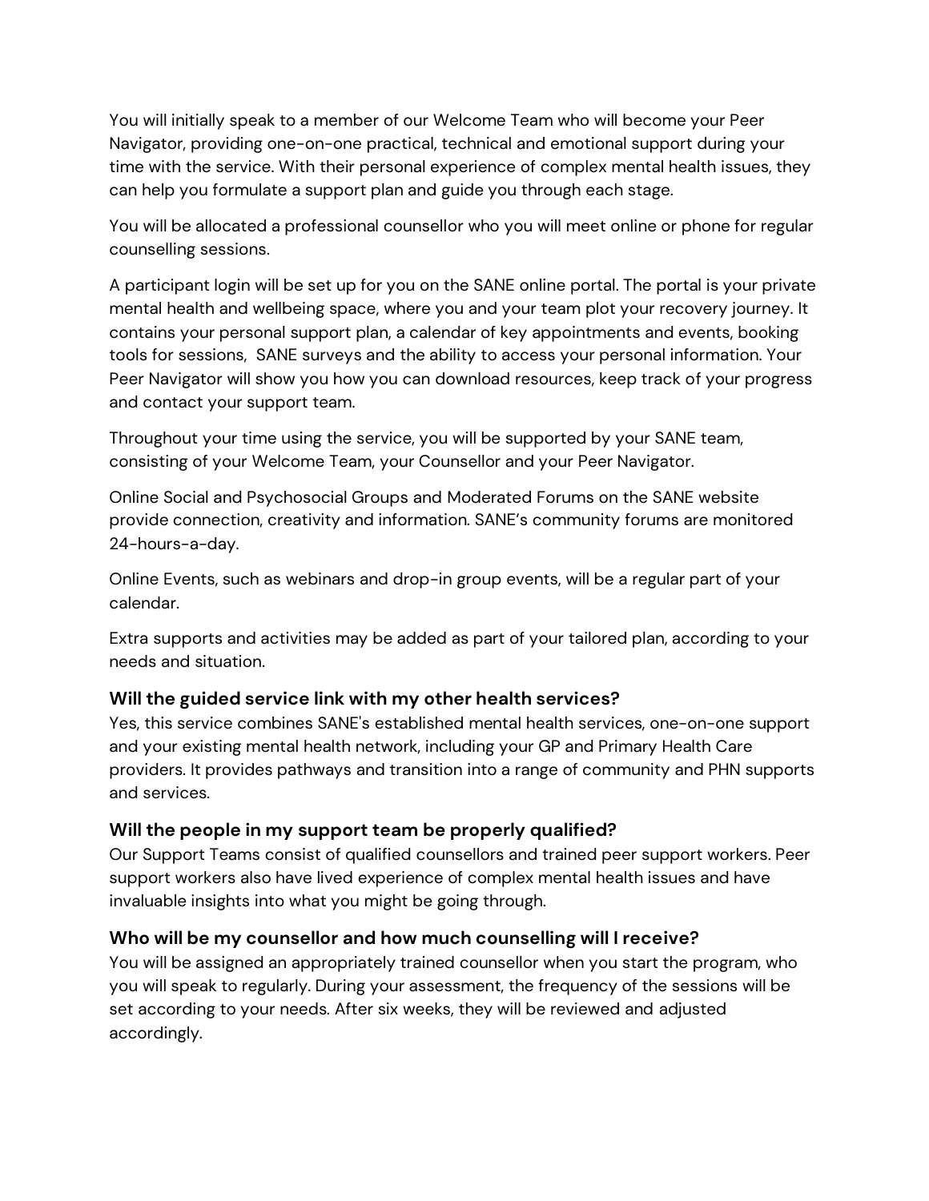You will initially speak to a member of our Welcome Team who will become your Peer Navigator, providing one-on-one practical, technical and emotional support during your time with the service. With their personal experience of complex mental health issues, they can help you formulate a support plan and guide you through each stage.

You will be allocated a professional counsellor who you will meet online or phone for regular counselling sessions.

A participant login will be set up for you on the SANE online portal. The portal is your private mental health and wellbeing space, where you and your team plot your recovery journey. It contains your personal support plan, a calendar of key appointments and events, booking tools for sessions, SANE surveys and the ability to access your personal information. Your Peer Navigator will show you how you can download resources, keep track of your progress and contact your support team.

Throughout your time using the service, you will be supported by your SANE team, consisting of your Welcome Team, your Counsellor and your Peer Navigator.

Online Social and Psychosocial Groups and Moderated Forums on the SANE website provide connection, creativity and information. SANE's community forums are monitored 24-hours-a-day.

Online Events, such as webinars and drop-in group events, will be a regular part of your calendar.

Extra supports and activities may be added as part of your tailored plan, according to your needs and situation.

### Will the guided service link with my other health services?

Yes, this service combines SANE's established mental health services, one-on-one support and your existing mental health network, including your GP and Primary Health Care providers. It provides pathways and transition into a range of community and PHN supports and services.

### Will the people in my support team be properly qualified?

Our Support Teams consist of qualified counsellors and trained peer support workers. Peer support workers also have lived experience of complex mental health issues and have invaluable insights into what you might be going through.

### Who will be my counsellor and how much counselling will I receive?

You will be assigned an appropriately trained counsellor when you start the program, who you will speak to regularly. During your assessment, the frequency of the sessions will be set according to your needs. After six weeks, they will be reviewed and adjusted accordingly.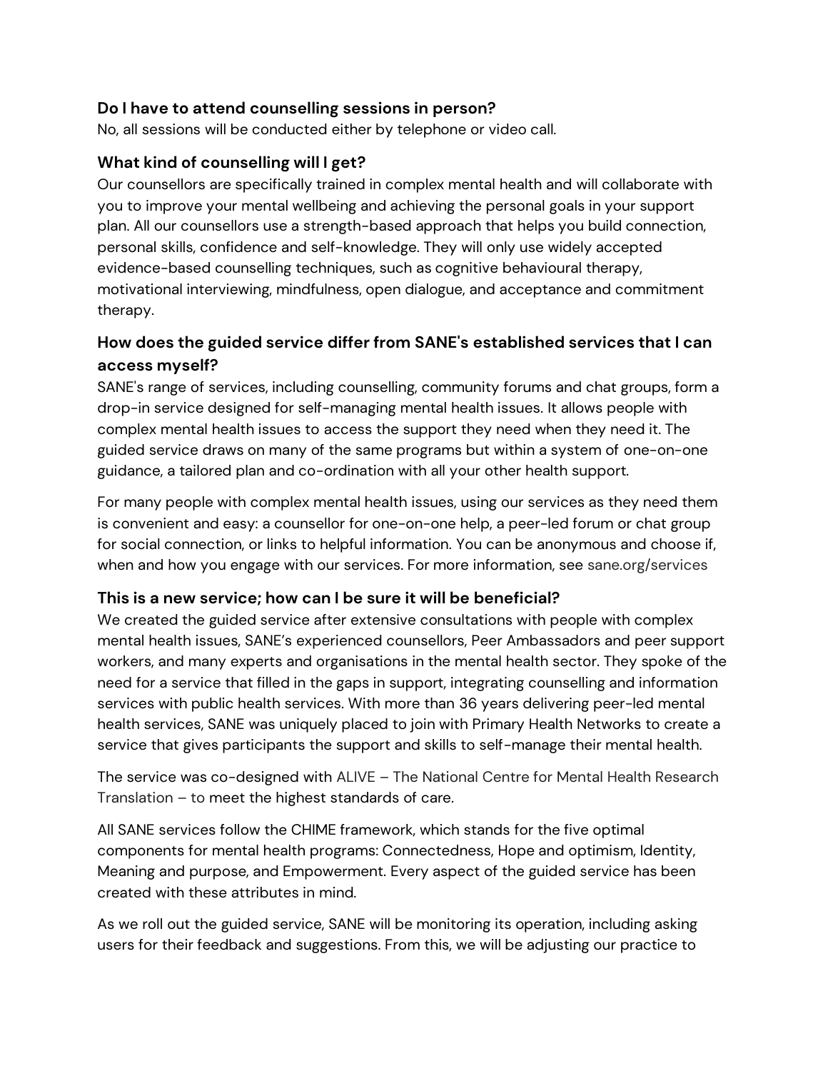### Do I have to attend counselling sessions in person?

No, all sessions will be conducted either by telephone or video call.

### What kind of counselling will I get?

Our counsellors are specifically trained in complex mental health and will collaborate with you to improve your mental wellbeing and achieving the personal goals in your support plan. All our counsellors use a strength-based approach that helps you build connection, personal skills, confidence and self-knowledge. They will only use widely accepted evidence-based counselling techniques, such as cognitive behavioural therapy, motivational interviewing, mindfulness, open dialogue, and acceptance and commitment therapy.

### How does the guided service differ from SANE's established services that I can access myself?

SANE's range of services, including counselling, community forums and chat groups, form a drop-in service designed for self-managing mental health issues. It allows people with complex mental health issues to access the support they need when they need it. The guided service draws on many of the same programs but within a system of one-on-one guidance, a tailored plan and co-ordination with all your other health support.

For many people with complex mental health issues, using our services as they need them is convenient and easy: a counsellor for one-on-one help, a peer-led forum or chat group for social connection, or links to helpful information. You can be anonymous and choose if, when and how you engage with our services. For more information, see sane.org/services

### This is a new service; how can I be sure it will be beneficial?

We created the guided service after extensive consultations with people with complex mental health issues, SANE's experienced counsellors, Peer Ambassadors and peer support workers, and many experts and organisations in the mental health sector. They spoke of the need for a service that filled in the gaps in support, integrating counselling and information services with public health services. With more than 36 years delivering peer-led mental health services, SANE was uniquely placed to join with Primary Health Networks to create a service that gives participants the support and skills to self-manage their mental health.

The service was co-designed with ALIVE – The National Centre for Mental Health Research Translation – to meet the highest standards of care.

All SANE services follow the CHIME framework, which stands for the five optimal components for mental health programs: Connectedness, Hope and optimism, Identity, Meaning and purpose, and Empowerment. Every aspect of the guided service has been created with these attributes in mind.

As we roll out the guided service, SANE will be monitoring its operation, including asking users for their feedback and suggestions. From this, we will be adjusting our practice to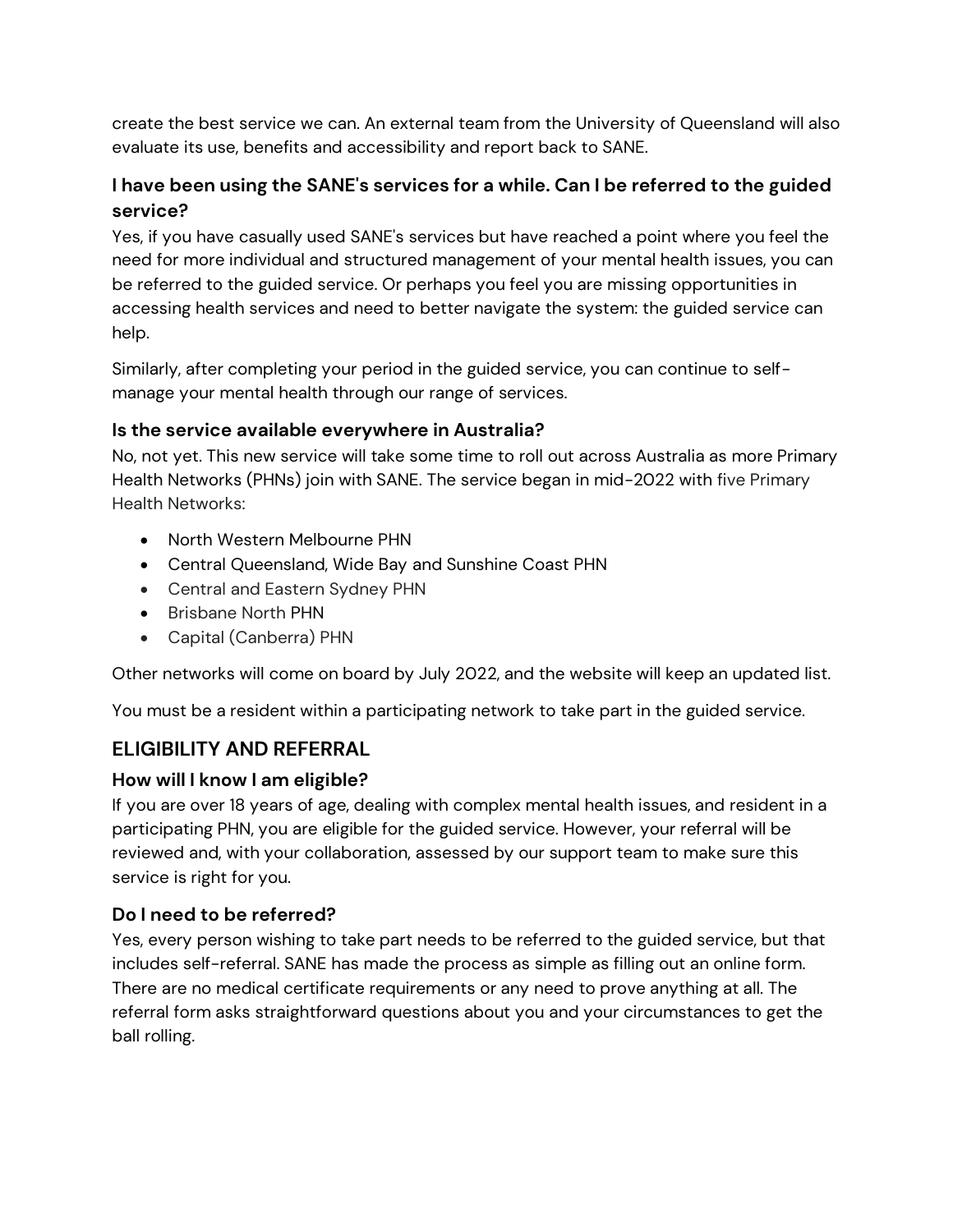create the best service we can. An external team from the University of Queensland will also evaluate its use, benefits and accessibility and report back to SANE.

### I have been using the SANE's services for a while. Can I be referred to the guided service?

Yes, if you have casually used SANE's services but have reached a point where you feel the need for more individual and structured management of your mental health issues, you can be referred to the guided service. Or perhaps you feel you are missing opportunities in accessing health services and need to better navigate the system: the guided service can help.

Similarly, after completing your period in the guided service, you can continue to self-manage your mental health through our range of services.

### Is the service available everywhere in Australia?

No, not yet. This new service will take some time to roll out across Australia as more Primary Health Networks (PHNs) join with SANE. The service began in mid-2022 with five Primary Health Networks:

- North Western Melbourne PHN
- Central Queensland, Wide Bay and Sunshine Coast PHN
- Central and Eastern Sydney PHN
- Brisbane North PHN
- Capital (Canberra) PHN

Other networks will come on board by July 2022, and the website will keep an updated list.

You must be a resident within a participating network to take part in the guided service.

## ELIGIBILITY AND REFERRAL

### How will I know I am eligible?

If you are over 18 years of age, dealing with complex mental health issues, and resident in a participating PHN, you are eligible for the guided service. However, your referral will be reviewed and, with your collaboration, assessed by our support team to make sure this service is right for you.

### Do I need to be referred?

Yes, every person wishing to take part needs to be referred to the guided service, but that includes self-referral. SANE has made the process as simple as filling out an online form. There are no medical certificate requirements or any need to prove anything at all. The referral form asks straightforward questions about you and your circumstances to get the ball rolling.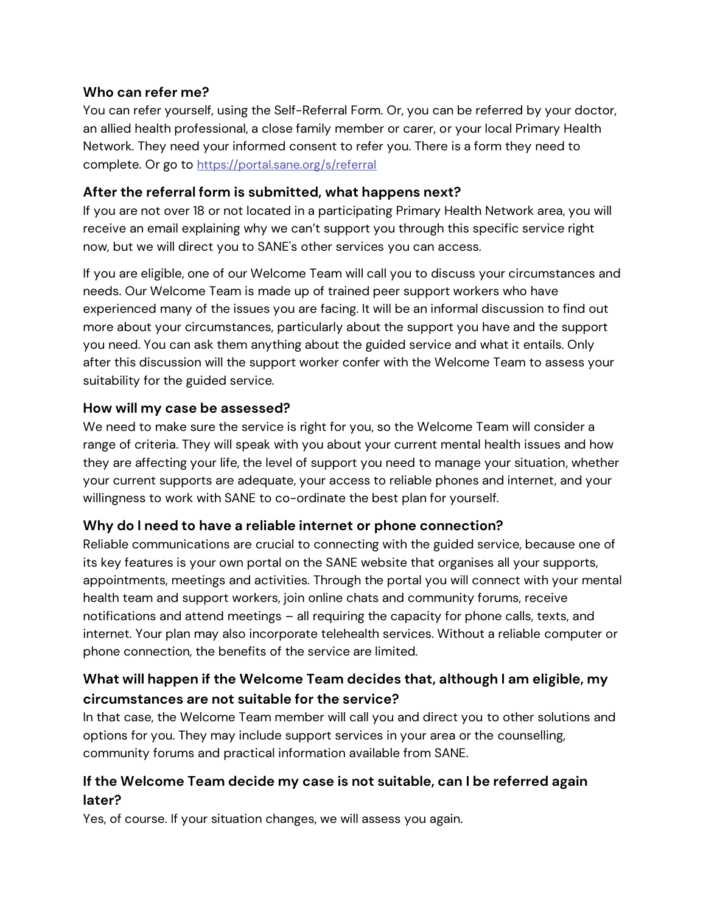### Who can refer me?

You can refer yourself, using the Self-Referral Form. Or, you can be referred by your doctor, an allied health professional, a close family member or carer, or your local Primary Health Network. They need your informed consent to refer you. There is a form they need to complete. Or go to [https://portal.sane.org/s/referral](https://portal.sane.org/s/referral)

### After the referral form is submitted, what happens next?

If you are not over 18 or not located in a participating Primary Health Network area, you will receive an email explaining why we can't support you through this specific service right now, but we will direct you to SANE's other services you can access.

If you are eligible, one of our Welcome Team will call you to discuss your circumstances and needs. Our Welcome Team is made up of trained peer support workers who have experienced many of the issues you are facing. It will be an informal discussion to find out more about your circumstances, particularly about the support you have and the support you need. You can ask them anything about the guided service and what it entails. Only after this discussion will the support worker confer with the Welcome Team to assess your suitability for the guided service.

### How will my case be assessed?

We need to make sure the service is right for you, so the Welcome Team will consider a range of criteria. They will speak with you about your current mental health issues and how they are affecting your life, the level of support you need to manage your situation, whether your current supports are adequate, your access to reliable phones and internet, and your willingness to work with SANE to co-ordinate the best plan for yourself.

### Why do I need to have a reliable internet or phone connection?

Reliable communications are crucial to connecting with the guided service, because one of its key features is your own portal on the SANE website that organises all your supports, appointments, meetings and activities. Through the portal you will connect with your mental health team and support workers, join online chats and community forums, receive notifications and attend meetings – all requiring the capacity for phone calls, texts, and internet. Your plan may also incorporate telehealth services. Without a reliable computer or phone connection, the benefits of the service are limited.

### What will happen if the Welcome Team decides that, although I am eligible, my circumstances are not suitable for the service?

In that case, the Welcome Team member will call you and direct you to other solutions and options for you. They may include support services in your area or the counselling, community forums and practical information available from SANE.

### If the Welcome Team decide my case is not suitable, can I be referred again later?

Yes, of course. If your situation changes, we will assess you again.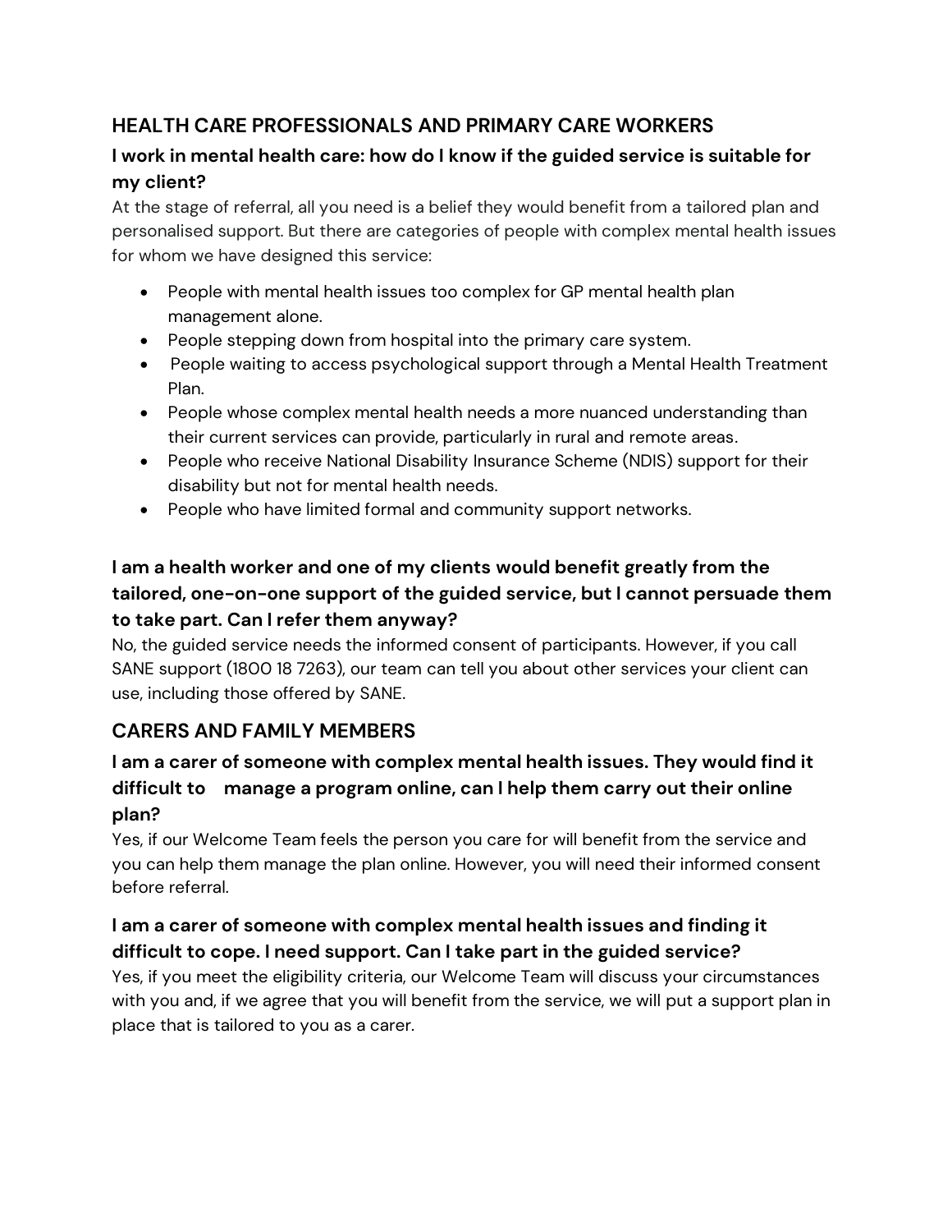## HEALTH CARE PROFESSIONALS AND PRIMARY CARE WORKERS

### I work in mental health care: how do I know if the guided service is suitable for my client?

At the stage of referral, all you need is a belief they would benefit from a tailored plan and personalised support. But there are categories of people with complex mental health issues for whom we have designed this service:

- People with mental health issues too complex for GP mental health plan management alone.
- People stepping down from hospital into the primary care system.
- People waiting to access psychological support through a Mental Health Treatment Plan.
- People whose complex mental health needs a more nuanced understanding than their current services can provide, particularly in rural and remote areas.
- People who receive National Disability Insurance Scheme (NDIS) support for their disability but not for mental health needs.
- People who have limited formal and community support networks.

### I am a health worker and one of my clients would benefit greatly from the tailored, one-on-one support of the guided service, but I cannot persuade them to take part. Can I refer them anyway?

No, the guided service needs the informed consent of participants. However, if you call SANE support (1800 18 7263), our team can tell you about other services your client can use, including those offered by SANE.

## CARERS AND FAMILY MEMBERS

### I am a carer of someone with complex mental health issues. They would find it difficult to manage a program online, can I help them carry out their online plan?

Yes, if our Welcome Team feels the person you care for will benefit from the service and you can help them manage the plan online. However, you will need their informed consent before referral.

### I am a carer of someone with complex mental health issues and finding it difficult to cope. I need support. Can I take part in the guided service?

Yes, if you meet the eligibility criteria, our Welcome Team will discuss your circumstances with you and, if we agree that you will benefit from the service, we will put a support plan in place that is tailored to you as a carer.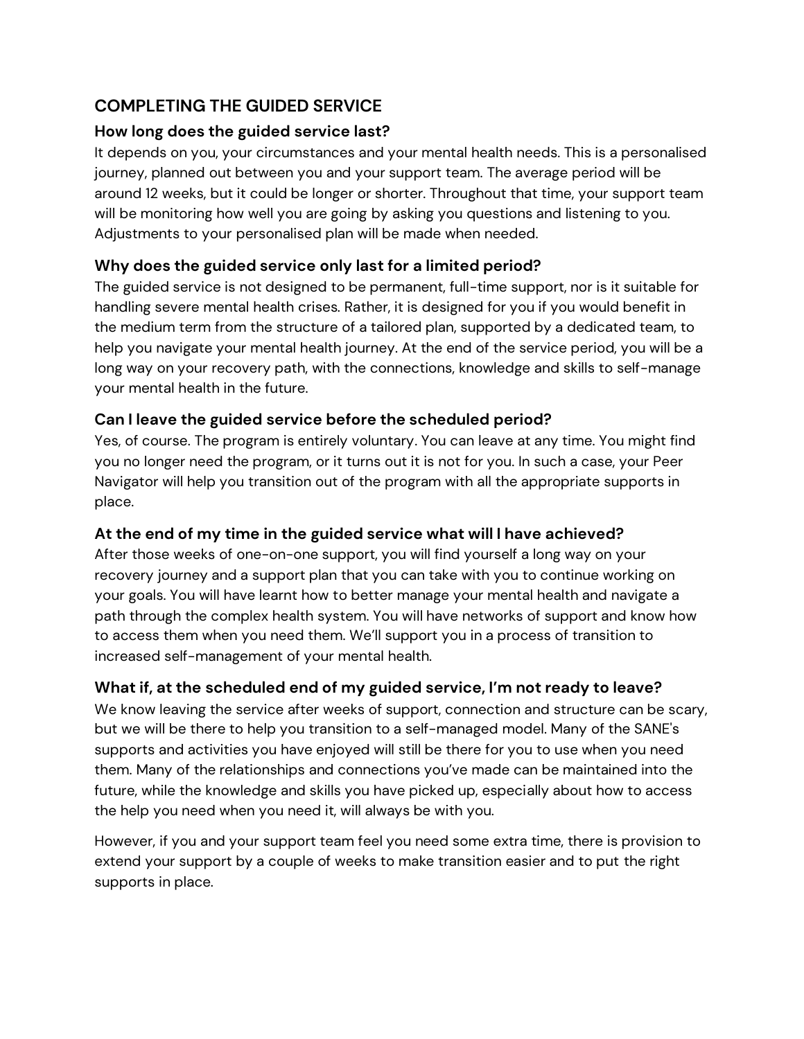## COMPLETING THE GUIDED SERVICE

### How long does the guided service last?

It depends on you, your circumstances and your mental health needs. This is a personalised journey, planned out between you and your support team. The average period will be around 12 weeks, but it could be longer or shorter. Throughout that time, your support team will be monitoring how well you are going by asking you questions and listening to you. Adjustments to your personalised plan will be made when needed.

### Why does the guided service only last for a limited period?

The guided service is not designed to be permanent, full-time support, nor is it suitable for handling severe mental health crises. Rather, it is designed for you if you would benefit in the medium term from the structure of a tailored plan, supported by a dedicated team, to help you navigate your mental health journey. At the end of the service period, you will be a long way on your recovery path, with the connections, knowledge and skills to self-manage your mental health in the future.

### Can I leave the guided service before the scheduled period?

Yes, of course. The program is entirely voluntary. You can leave at any time. You might find you no longer need the program, or it turns out it is not for you. In such a case, your Peer Navigator will help you transition out of the program with all the appropriate supports in place.

### At the end of my time in the guided service what will I have achieved?

After those weeks of one-on-one support, you will find yourself a long way on your recovery journey and a support plan that you can take with you to continue working on your goals. You will have learnt how to better manage your mental health and navigate a path through the complex health system. You will have networks of support and know how to access them when you need them. We'll support you in a process of transition to increased self-management of your mental health.

### What if, at the scheduled end of my guided service, I'm not ready to leave?

We know leaving the service after weeks of support, connection and structure can be scary, but we will be there to help you transition to a self-managed model. Many of the SANE's supports and activities you have enjoyed will still be there for you to use when you need them. Many of the relationships and connections you've made can be maintained into the future, while the knowledge and skills you have picked up, especially about how to access the help you need when you need it, will always be with you.

However, if you and your support team feel you need some extra time, there is provision to extend your support by a couple of weeks to make transition easier and to put the right supports in place.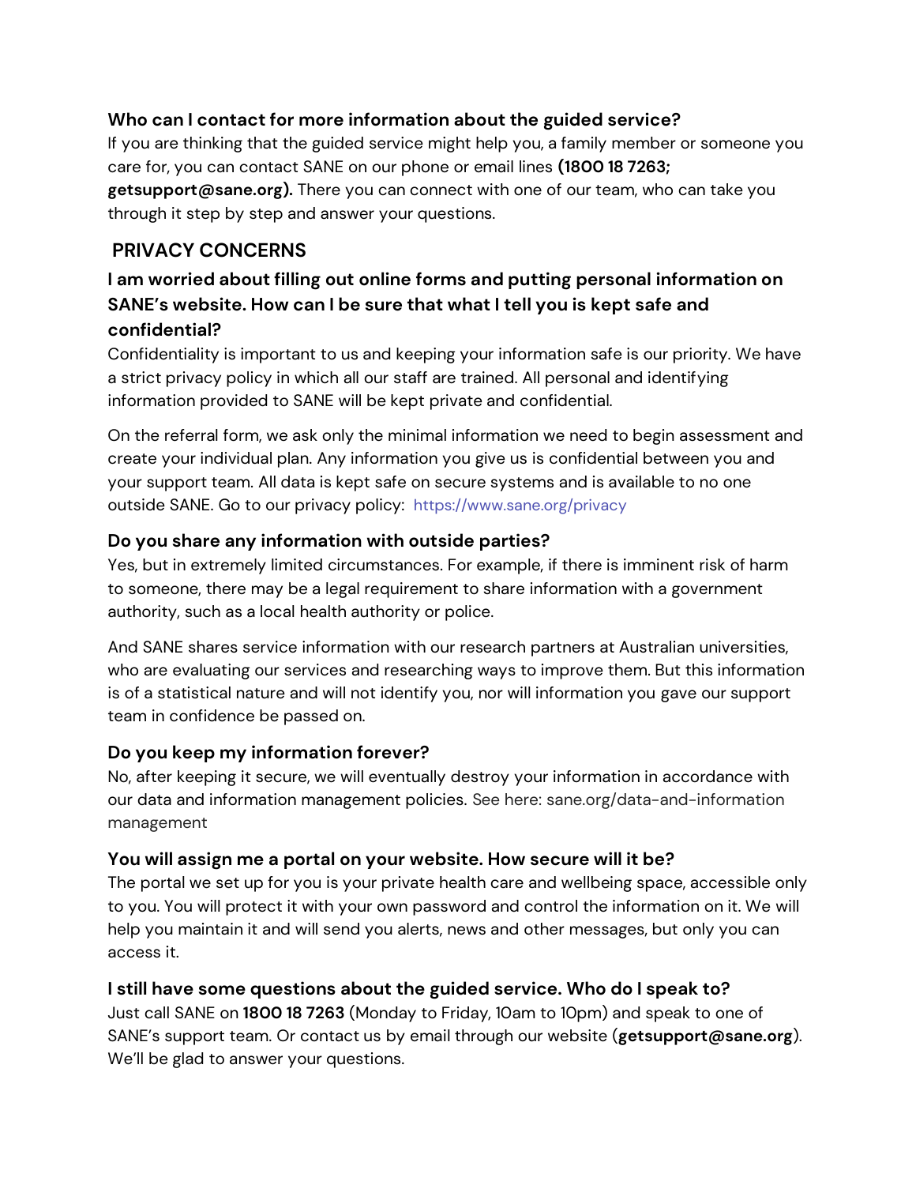### Who can I contact for more information about the guided service?

If you are thinking that the guided service might help you, a family member or someone you care for, you can contact SANE on our phone or email lines **(1800 18 7263; getsupport@sane.org).** There you can connect with one of our team, who can take you through it step by step and answer your questions.

## PRIVACY CONCERNS

### I am worried about filling out online forms and putting personal information on SANE's website. How can I be sure that what I tell you is kept safe and confidential?

Confidentiality is important to us and keeping your information safe is our priority. We have a strict privacy policy in which all our staff are trained. All personal and identifying information provided to SANE will be kept private and confidential.

On the referral form, we ask only the minimal information we need to begin assessment and create your individual plan. Any information you give us is confidential between you and your support team. All data is kept safe on secure systems and is available to no one outside SANE. Go to our privacy policy: https://www.sane.org/privacy

### Do you share any information with outside parties?

Yes, but in extremely limited circumstances. For example, if there is imminent risk of harm to someone, there may be a legal requirement to share information with a government authority, such as a local health authority or police.

And SANE shares service information with our research partners at Australian universities, who are evaluating our services and researching ways to improve them. But this information is of a statistical nature and will not identify you, nor will information you gave our support team in confidence be passed on.

### Do you keep my information forever?

No, after keeping it secure, we will eventually destroy your information in accordance with our data and information management policies. See here: sane.org/data-and-information management

### You will assign me a portal on your website. How secure will it be?

The portal we set up for you is your private health care and wellbeing space, accessible only to you. You will protect it with your own password and control the information on it. We will help you maintain it and will send you alerts, news and other messages, but only you can access it.

### I still have some questions about the guided service. Who do I speak to?

Just call SANE on **1800 18 7263** (Monday to Friday, 10am to 10pm) and speak to one of SANE's support team. Or contact us by email through our website (**getsupport@sane.org**). We'll be glad to answer your questions.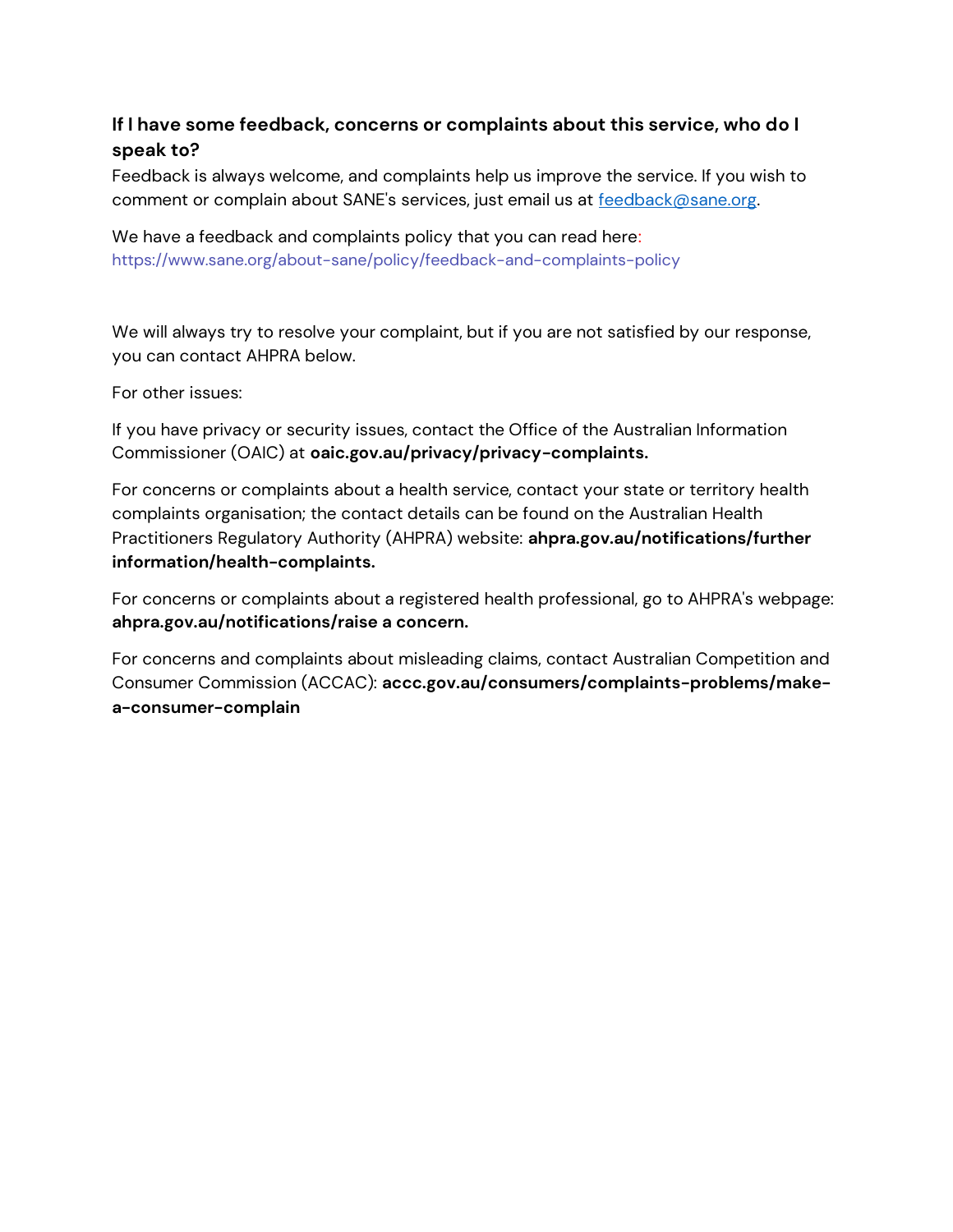### If I have some feedback, concerns or complaints about this service, who do I speak to?

Feedback is always welcome, and complaints help us improve the service. If you wish to comment or complain about SANE's services, just email us at feedback@sane.org.

We have a feedback and complaints policy that you can read here: https://www.sane.org/about-sane/policy/feedback-and-complaints-policy

We will always try to resolve your complaint, but if you are not satisfied by our response, you can contact AHPRA below.

For other issues:

If you have privacy or security issues, contact the Office of the Australian Information Commissioner (OAIC) at **oaic.gov.au/privacy/privacy-complaints.**

For concerns or complaints about a health service, contact your state or territory health complaints organisation; the contact details can be found on the Australian Health Practitioners Regulatory Authority (AHPRA) website: **ahpra.gov.au/notifications/further information/health-complaints.**

For concerns or complaints about a registered health professional, go to AHPRA's webpage: **ahpra.gov.au/notifications/raise a concern.**

For concerns and complaints about misleading claims, contact Australian Competition and Consumer Commission (ACCAC): **accc.gov.au/consumers/complaints-problems/make-a-consumer-complain**